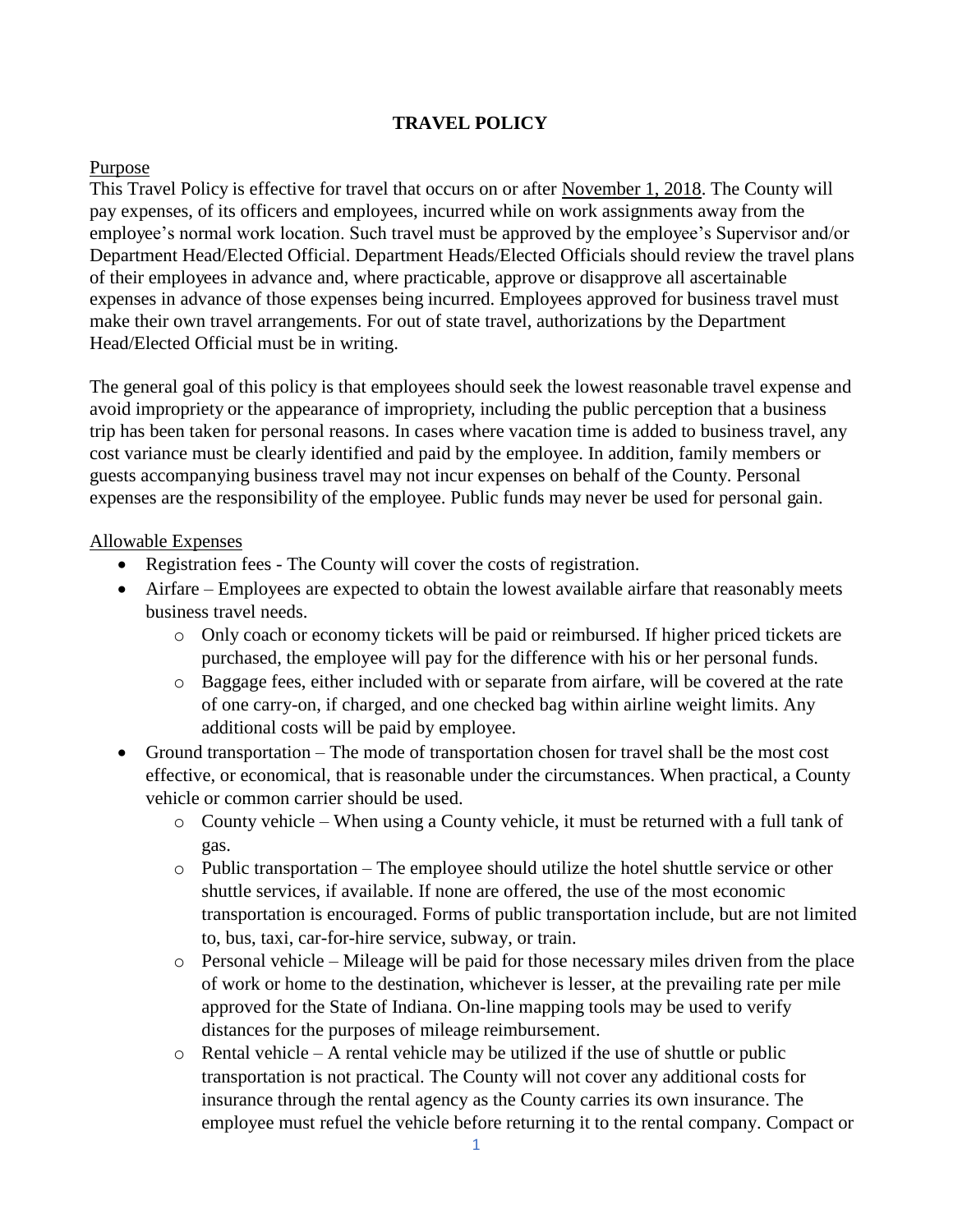# TRAVEL POLICY

## Purpose

This Travel Policy is effective for travel that occurs on or after November 1, 2018. The County will pay expenses, of its officers and employees, incurred while on work assignments away from the employee's normal work location. Such travel must be approved by the employee's Supervisor and/or Department Head/Elected Official. Department Heads/Elected Officials should review the travel plans of their employees in advance and, where practicable, approve or disapprove all ascertainable expenses in advance of those expenses being incurred. Employees approved for business travel must make their own travel arrangements. For out of state travel, authorizations by the Department Head/Elected Official must be in writing.

The general goal of this policy is that employees should seek the lowest reasonable travel expense and avoid impropriety or the appearance of impropriety, including the public perception that a business trip has been taken for personal reasons. In cases where vacation time is added to business travel, any cost variance must be clearly identified and paid by the employee. In addition, family members or guests accompanying business travel may not incur expenses on behalf of the County. Personal expenses are the responsibility of the employee. Public funds may never be used for personal gain.

## Allowable Expenses

- Registration fees - The County will cover the costs of registration.
- Airfare – Employees are expected to obtain the lowest available airfare that reasonably meets business travel needs.
  - Only coach or economy tickets will be paid or reimbursed. If higher priced tickets are purchased, the employee will pay for the difference with his or her personal funds.
  - Baggage fees, either included with or separate from airfare, will be covered at the rate of one carry-on, if charged, and one checked bag within airline weight limits. Any additional costs will be paid by employee.
- Ground transportation – The mode of transportation chosen for travel shall be the most cost effective, or economical, that is reasonable under the circumstances. When practical, a County vehicle or common carrier should be used.
  - County vehicle – When using a County vehicle, it must be returned with a full tank of gas.
  - Public transportation – The employee should utilize the hotel shuttle service or other shuttle services, if available. If none are offered, the use of the most economic transportation is encouraged. Forms of public transportation include, but are not limited to, bus, taxi, car-for-hire service, subway, or train.
  - Personal vehicle – Mileage will be paid for those necessary miles driven from the place of work or home to the destination, whichever is lesser, at the prevailing rate per mile approved for the State of Indiana. On-line mapping tools may be used to verify distances for the purposes of mileage reimbursement.
  - Rental vehicle – A rental vehicle may be utilized if the use of shuttle or public transportation is not practical. The County will not cover any additional costs for insurance through the rental agency as the County carries its own insurance. The employee must refuel the vehicle before returning it to the rental company. Compact or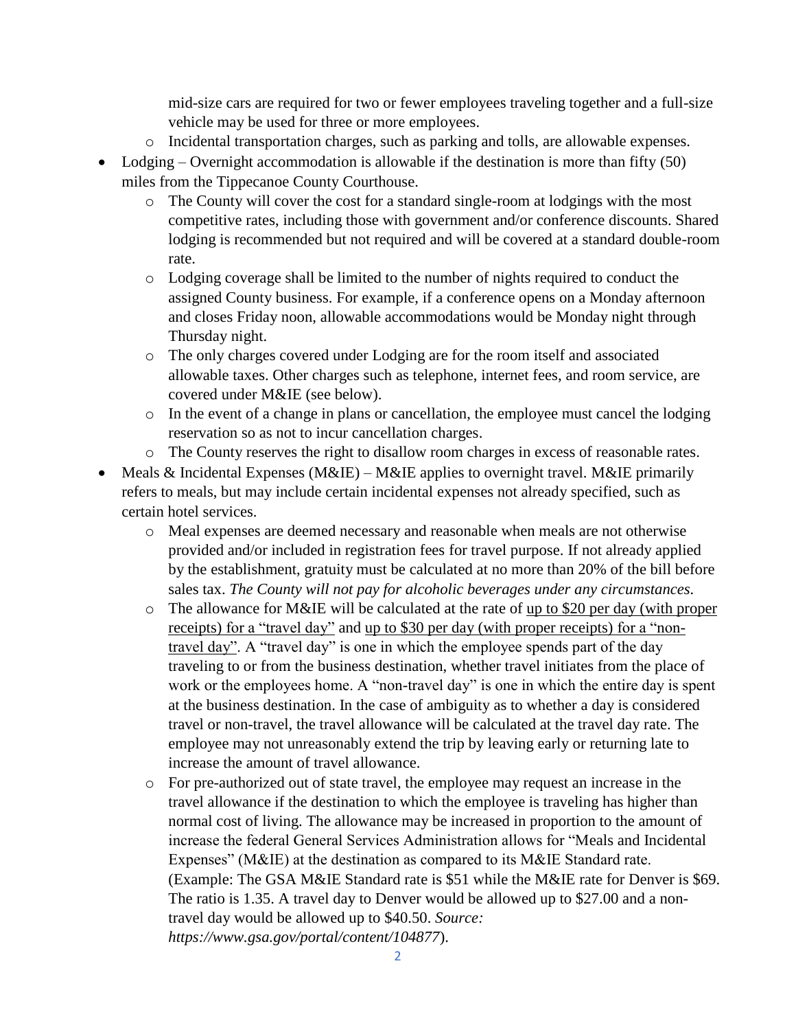mid-size cars are required for two or fewer employees traveling together and a full-size vehicle may be used for three or more employees.
  - Incidental transportation charges, such as parking and tolls, are allowable expenses.
- Lodging – Overnight accommodation is allowable if the destination is more than fifty (50) miles from the Tippecanoe County Courthouse.
  - The County will cover the cost for a standard single-room at lodgings with the most competitive rates, including those with government and/or conference discounts. Shared lodging is recommended but not required and will be covered at a standard double-room rate.
  - Lodging coverage shall be limited to the number of nights required to conduct the assigned County business. For example, if a conference opens on a Monday afternoon and closes Friday noon, allowable accommodations would be Monday night through Thursday night.
  - The only charges covered under Lodging are for the room itself and associated allowable taxes. Other charges such as telephone, internet fees, and room service, are covered under M&IE (see below).
  - In the event of a change in plans or cancellation, the employee must cancel the lodging reservation so as not to incur cancellation charges.
  - The County reserves the right to disallow room charges in excess of reasonable rates.
- Meals & Incidental Expenses (M&IE) – M&IE applies to overnight travel. M&IE primarily refers to meals, but may include certain incidental expenses not already specified, such as certain hotel services.
  - Meal expenses are deemed necessary and reasonable when meals are not otherwise provided and/or included in registration fees for travel purpose. If not already applied by the establishment, gratuity must be calculated at no more than 20% of the bill before sales tax. *The County will not pay for alcoholic beverages under any circumstances.*
  - The allowance for M&IE will be calculated at the rate of <u>up to $20 per day (with proper receipts) for a "travel day"</u> and <u>up to $30 per day (with proper receipts) for a "non-travel day"</u>. A "travel day" is one in which the employee spends part of the day traveling to or from the business destination, whether travel initiates from the place of work or the employees home. A "non-travel day" is one in which the entire day is spent at the business destination. In the case of ambiguity as to whether a day is considered travel or non-travel, the travel allowance will be calculated at the travel day rate. The employee may not unreasonably extend the trip by leaving early or returning late to increase the amount of travel allowance.
  - For pre-authorized out of state travel, the employee may request an increase in the travel allowance if the destination to which the employee is traveling has higher than normal cost of living. The allowance may be increased in proportion to the amount of increase the federal General Services Administration allows for "Meals and Incidental Expenses" (M&IE) at the destination as compared to its M&IE Standard rate. (Example: The GSA M&IE Standard rate is $51 while the M&IE rate for Denver is $69. The ratio is 1.35. A travel day to Denver would be allowed up to $27.00 and a non-travel day would be allowed up to $40.50. *Source: https://www.gsa.gov/portal/content/104877*).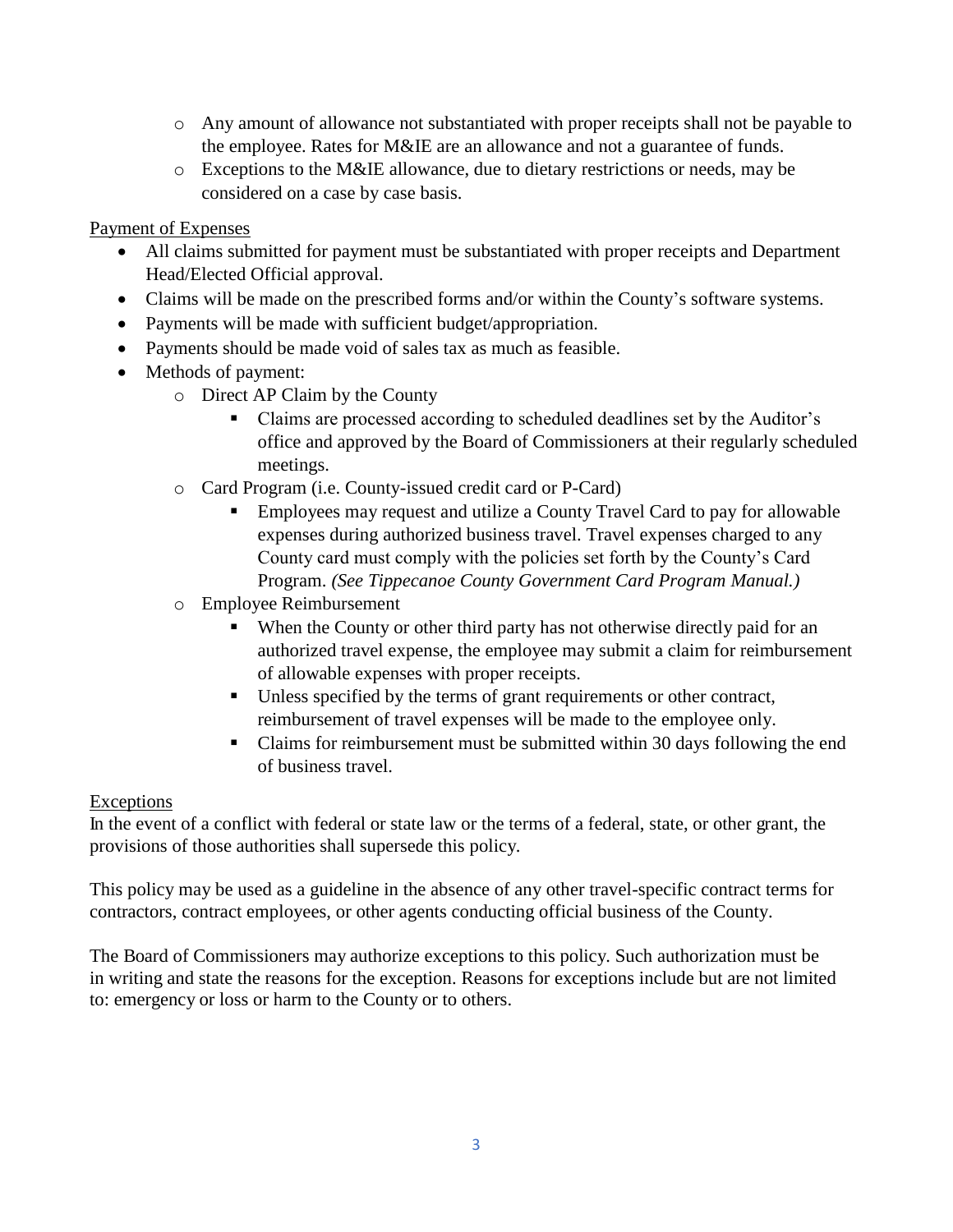- Any amount of allowance not substantiated with proper receipts shall not be payable to the employee. Rates for M&IE are an allowance and not a guarantee of funds.
  - Exceptions to the M&IE allowance, due to dietary restrictions or needs, may be considered on a case by case basis.

<u>Payment of Expenses</u>

- All claims submitted for payment must be substantiated with proper receipts and Department Head/Elected Official approval.
- Claims will be made on the prescribed forms and/or within the County's software systems.
- Payments will be made with sufficient budget/appropriation.
- Payments should be made void of sales tax as much as feasible.
- Methods of payment:
  - Direct AP Claim by the County
    - Claims are processed according to scheduled deadlines set by the Auditor's office and approved by the Board of Commissioners at their regularly scheduled meetings.
  - Card Program (i.e. County-issued credit card or P-Card)
    - Employees may request and utilize a County Travel Card to pay for allowable expenses during authorized business travel. Travel expenses charged to any County card must comply with the policies set forth by the County's Card Program. *(See Tippecanoe County Government Card Program Manual.)*
  - Employee Reimbursement
    - When the County or other third party has not otherwise directly paid for an authorized travel expense, the employee may submit a claim for reimbursement of allowable expenses with proper receipts.
    - Unless specified by the terms of grant requirements or other contract, reimbursement of travel expenses will be made to the employee only.
    - Claims for reimbursement must be submitted within 30 days following the end of business travel.

<u>Exceptions</u>

In the event of a conflict with federal or state law or the terms of a federal, state, or other grant, the provisions of those authorities shall supersede this policy.

This policy may be used as a guideline in the absence of any other travel-specific contract terms for contractors, contract employees, or other agents conducting official business of the County.

The Board of Commissioners may authorize exceptions to this policy. Such authorization must be in writing and state the reasons for the exception. Reasons for exceptions include but are not limited to: emergency or loss or harm to the County or to others.